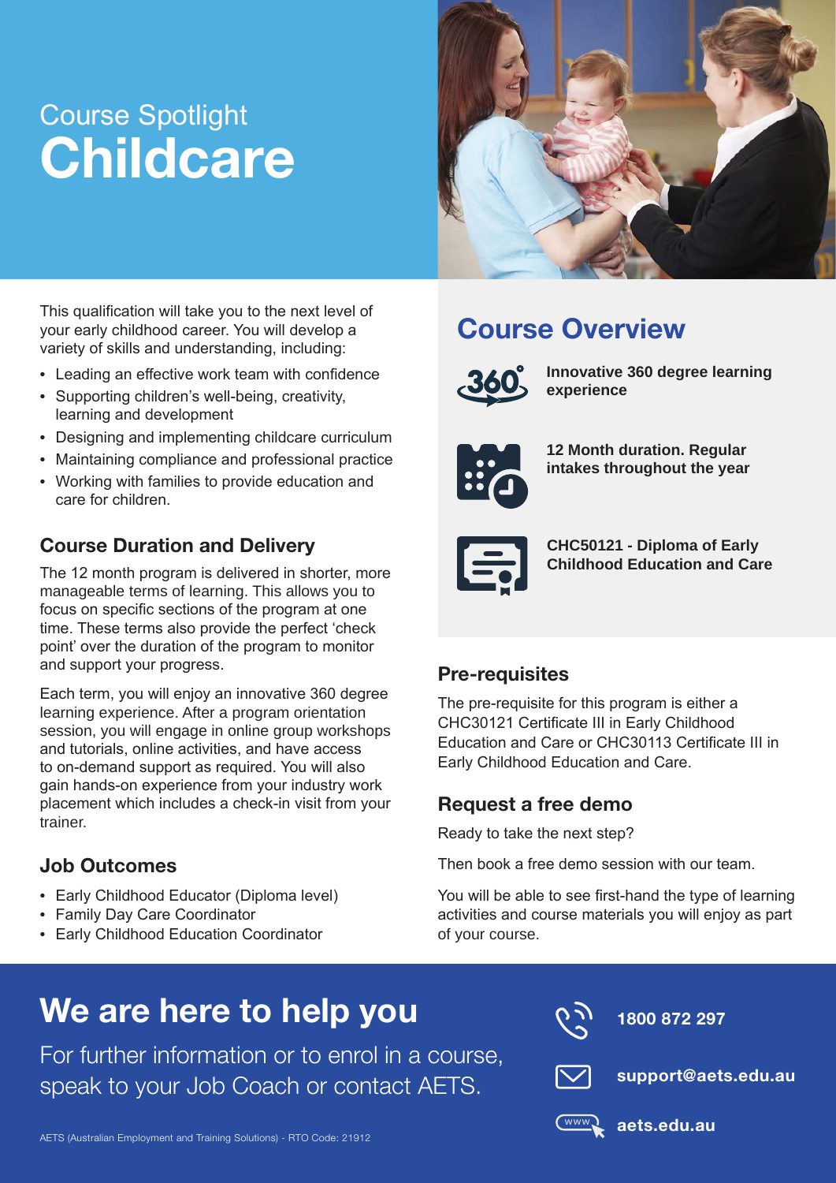# Course Spotlight Childcare

This qualification will take you to the next level of your early childhood career. You will develop a variety of skills and understanding, including:

- Leading an effective work team with confidence
- Supporting children's well-being, creativity, learning and development
- Designing and implementing childcare curriculum
- Maintaining compliance and professional practice
- Working with families to provide education and care for children.

## Course Duration and Delivery

The 12 month program is delivered in shorter, more manageable terms of learning. This allows you to focus on specific sections of the program at one time. These terms also provide the perfect 'check point' over the duration of the program to monitor and support your progress.

Each term, you will enjoy an innovative 360 degree learning experience. After a program orientation session, you will engage in online group workshops and tutorials, online activities, and have access to on-demand support as required. You will also gain hands-on experience from your industry work placement which includes a check-in visit from your trainer.

## Job Outcomes

- Early Childhood Educator (Diploma level)
- Family Day Care Coordinator
- Early Childhood Education Coordinator

## Course Overview

**Innovative 360 degree learning experience**

**12 Month duration. Regular intakes throughout the year**

**CHC50121 - Diploma of Early Childhood Education and Care**

## Pre-requisites

The pre-requisite for this program is either a CHC30121 Certificate III in Early Childhood Education and Care or CHC30113 Certificate III in Early Childhood Education and Care.

## Request a free demo

Ready to take the next step?

Then book a free demo session with our team.

You will be able to see first-hand the type of learning activities and course materials you will enjoy as part of your course.

## We are here to help you

For further information or to enrol in a course, speak to your Job Coach or contact AETS.

**1800 872 297**

**support@aets.edu.au**

**aets.edu.au**

AETS (Australian Employment and Training Solutions) - RTO Code: 21912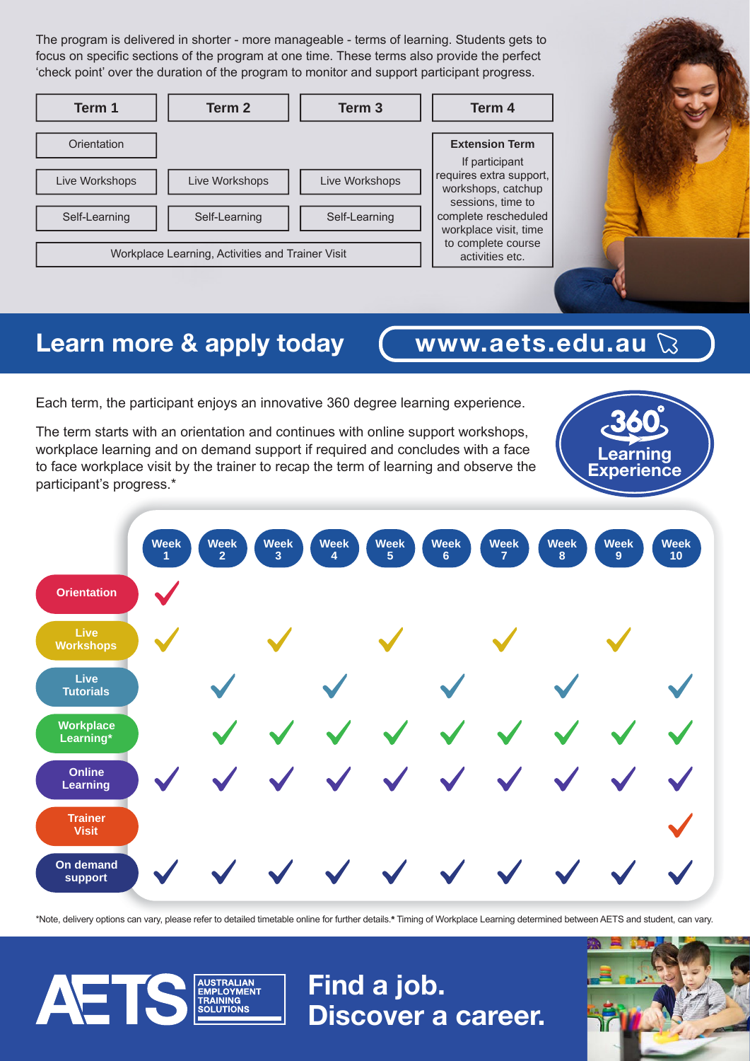The program is delivered in shorter - more manageable - terms of learning. Students gets to focus on specific sections of the program at one time. These terms also provide the perfect 'check point' over the duration of the program to monitor and support participant progress.

| Term 1 | Term 2 | Term 3 | Term 4 |
|---|---|---|---|
| Orientation | | | **Extension Term** If participant requires extra support, workshops, catchup sessions, time to complete rescheduled workplace visit, time to complete course activities etc. |
| Live Workshops | Live Workshops | Live Workshops | |
| Self-Learning | Self-Learning | Self-Learning | |
| Workplace Learning, Activities and Trainer Visit | | | |

## Learn more & apply today

**www.aets.edu.au**

Each term, the participant enjoys an innovative 360 degree learning experience.

The term starts with an orientation and continues with online support workshops, workplace learning and on demand support if required and concludes with a face to face workplace visit by the trainer to recap the term of learning and observe the participant's progress.*

**360° Learning Experience**

| | Week 1 | Week 2 | Week 3 | Week 4 | Week 5 | Week 6 | Week 7 | Week 8 | Week 9 | Week 10 |
|---|---|---|---|---|---|---|---|---|---|---|
| Orientation | ✓ | | | | | | | | | |
| Live Workshops | ✓ | | ✓ | | ✓ | | ✓ | | ✓ | |
| Live Tutorials | | ✓ | | ✓ | | ✓ | | ✓ | | ✓ |
| Workplace Learning* | | ✓ | ✓ | ✓ | ✓ | ✓ | ✓ | ✓ | ✓ | ✓ |
| Online Learning | ✓ | ✓ | ✓ | ✓ | ✓ | ✓ | ✓ | ✓ | ✓ | ✓ |
| Trainer Visit | | | | | | | | | | ✓ |
| On demand support | ✓ | ✓ | ✓ | ✓ | ✓ | ✓ | ✓ | ✓ | ✓ | ✓ |

*Note, delivery options can vary, please refer to detailed timetable online for further details.* Timing of Workplace Learning determined between AETS and student, can vary.

**AETS** AUSTRALIAN EMPLOYMENT TRAINING SOLUTIONS

**Find a job. Discover a career.**